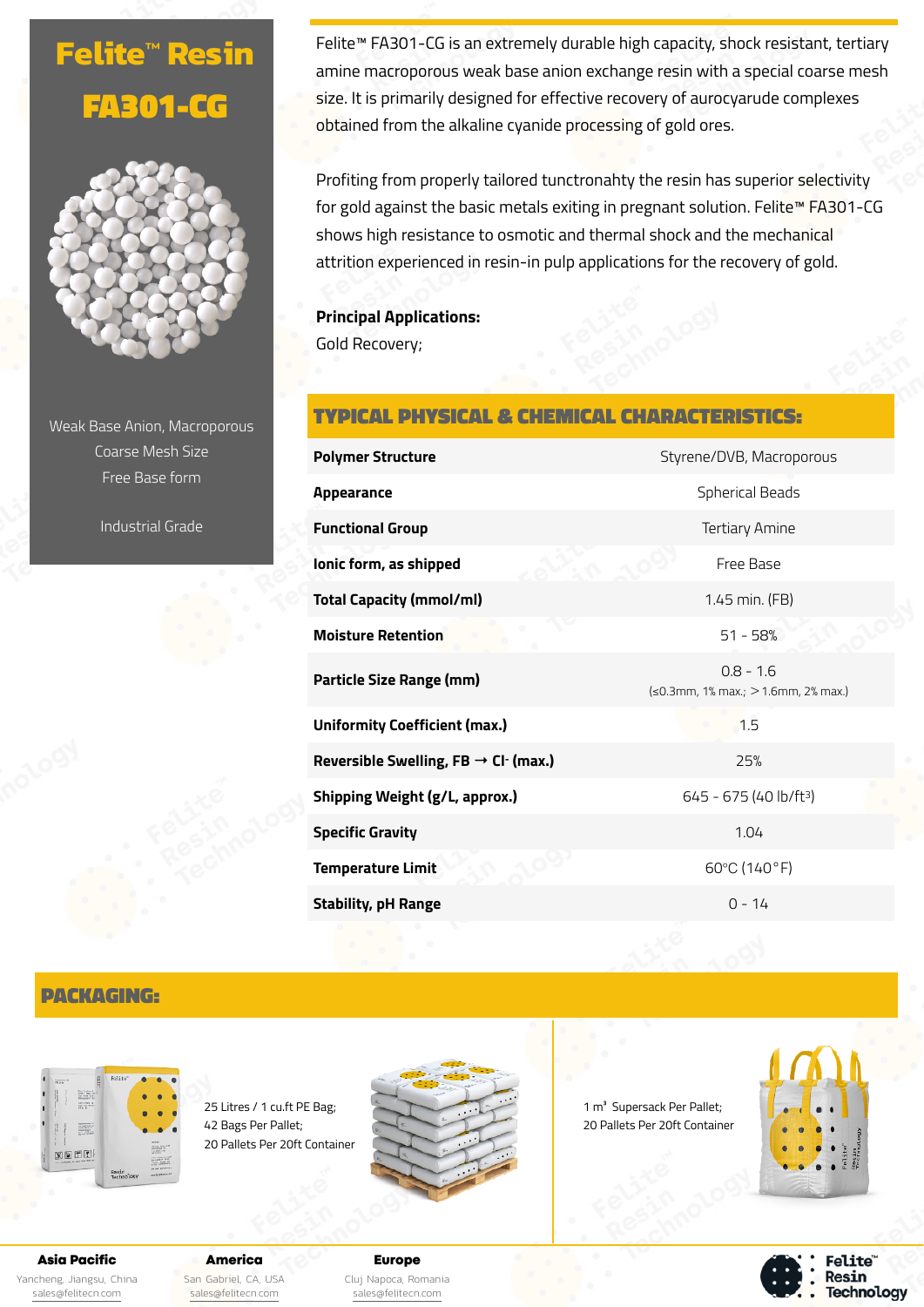# Felite™ Resin FA301-CG

Weak Base Anion, Macroporous
Coarse Mesh Size
Free Base form

Industrial Grade

Felite™ FA301-CG is an extremely durable high capacity, shock resistant, tertiary amine macroporous weak base anion exchange resin with a special coarse mesh size. It is primarily designed for effective recovery of aurocyarude complexes obtained from the alkaline cyanide processing of gold ores.

Profiting from properly tailored tunctronahty the resin has superior selectivity for gold against the basic metals exiting in pregnant solution. Felite™ FA301-CG shows high resistance to osmotic and thermal shock and the mechanical attrition experienced in resin-in pulp applications for the recovery of gold.

**Principal Applications:**
Gold Recovery;

## TYPICAL PHYSICAL & CHEMICAL CHARACTERISTICS:

| | |
|---|---|
| **Polymer Structure** | Styrene/DVB, Macroporous |
| **Appearance** | Spherical Beads |
| **Functional Group** | Tertiary Amine |
| **Ionic form, as shipped** | Free Base |
| **Total Capacity (mmol/ml)** | 1.45 min. (FB) |
| **Moisture Retention** | 51 - 58% |
| **Particle Size Range (mm)** | 0.8 - 1.6 (≤0.3mm, 1% max.; >1.6mm, 2% max.) |
| **Uniformity Coefficient (max.)** | 1.5 |
| **Reversible Swelling, FB → $Cl^-$ (max.)** | 25% |
| **Shipping Weight (g/L, approx.)** | 645 - 675 (40 lb/ft³) |
| **Specific Gravity** | 1.04 |
| **Temperature Limit** | 60°C (140°F) |
| **Stability, pH Range** | 0 - 14 |

## PACKAGING:

25 Litres / 1 cu.ft PE Bag;
42 Bags Per Pallet;
20 Pallets Per 20ft Container

1 m³ Supersack Per Pallet;
20 Pallets Per 20ft Container

**Asia Pacific**
Yancheng, Jiangsu, China
sales@felitecn.com

**America**
San Gabriel, CA, USA
sales@felitecn.com

**Europe**
Cluj Napoca, Romania
sales@felitecn.com

Felite™ Resin Technology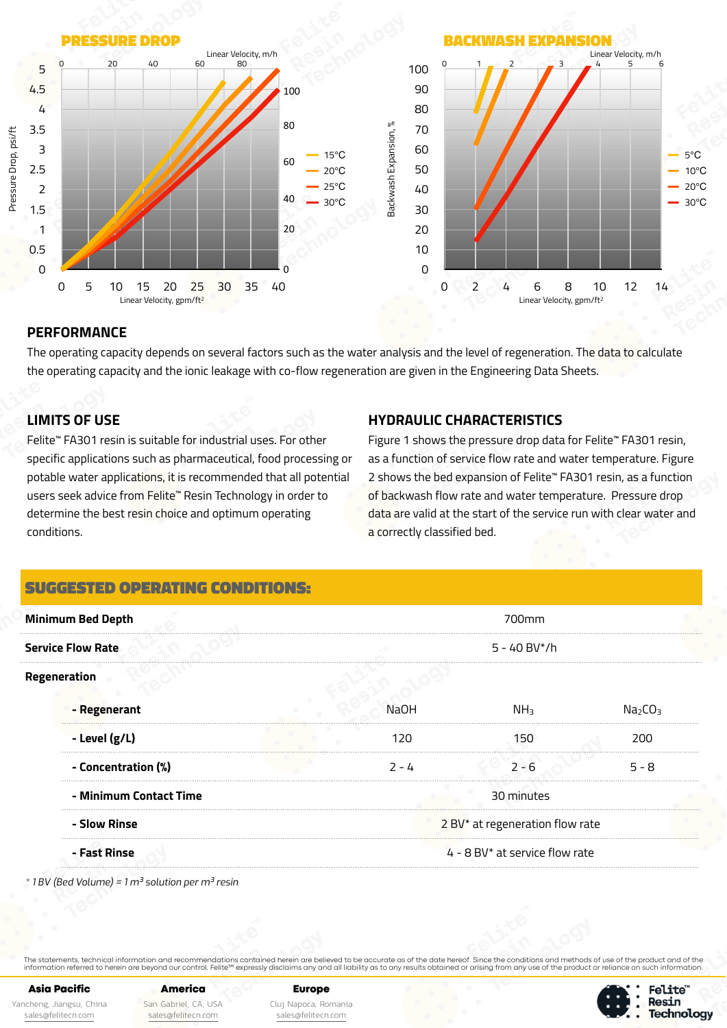## PRESSURE DROP

Linear Velocity, m/h

0 20 40 60 80

Pressure Drop, psi/ft

5
4.5
4
3.5
3
2.5
2
1.5
1
0.5
0

100
80
60
40
20
0

15°C
20°C
25°C
30°C

0 5 10 15 20 25 30 35 40

Linear Velocity, gpm/ft²

## BACKWASH EXPANSION

Linear Velocity, m/h

0 1 2 3 4 5 6

Backwash Expansion, %

100
90
80
70
60
50
40
30
20
10
0

5°C
10°C
20°C
30°C

0 2 4 6 8 10 12 14

Linear Velocity, gpm/ft²

## PERFORMANCE

The operating capacity depends on several factors such as the water analysis and the level of regeneration. The data to calculate the operating capacity and the ionic leakage with co-flow regeneration are given in the Engineering Data Sheets.

## LIMITS OF USE

Felite™ FA301 resin is suitable for industrial uses. For other specific applications such as pharmaceutical, food processing or potable water applications, it is recommended that all potential users seek advice from Felite™ Resin Technology in order to determine the best resin choice and optimum operating conditions.

## HYDRAULIC CHARACTERISTICS

Figure 1 shows the pressure drop data for Felite™ FA301 resin, as a function of service flow rate and water temperature. Figure 2 shows the bed expansion of Felite™ FA301 resin, as a function of backwash flow rate and water temperature. Pressure drop data are valid at the start of the service run with clear water and a correctly classified bed.

## SUGGESTED OPERATING CONDITIONS:

| | | | |
|---|---|---|---|
| **Minimum Bed Depth** | 700mm | | |
| **Service Flow Rate** | 5 - 40 BV*/h | | |
| **Regeneration** | | | |
| **- Regenerant** | NaOH | $NH_3$ | $Na_2CO_3$ |
| **- Level (g/L)** | 120 | 150 | 200 |
| **- Concentration (%)** | 2 - 4 | 2 - 6 | 5 - 8 |
| **- Minimum Contact Time** | 30 minutes | | |
| **- Slow Rinse** | 2 BV* at regeneration flow rate | | |
| **- Fast Rinse** | 4 - 8 BV* at service flow rate | | |

*\* 1 BV (Bed Volume) = 1 m³ solution per m³ resin*

The statements, technical information and recommendations contained herein are believed to be accurate as of the date hereof. Since the conditions and methods of use of the product and of the information referred to herein are beyond our control, Felite™ expressly disclaims any and all liability as to any results obtained or arising from any use of the product or reliance on such information.

**Asia Pacific**
Yancheng, Jiangsu, China
sales@felitecn.com

**America**
San Gabriel, CA, USA
sales@felitecn.com

**Europe**
Cluj Napoca, Romania
sales@felitecn.com

Felite™ Resin Technology